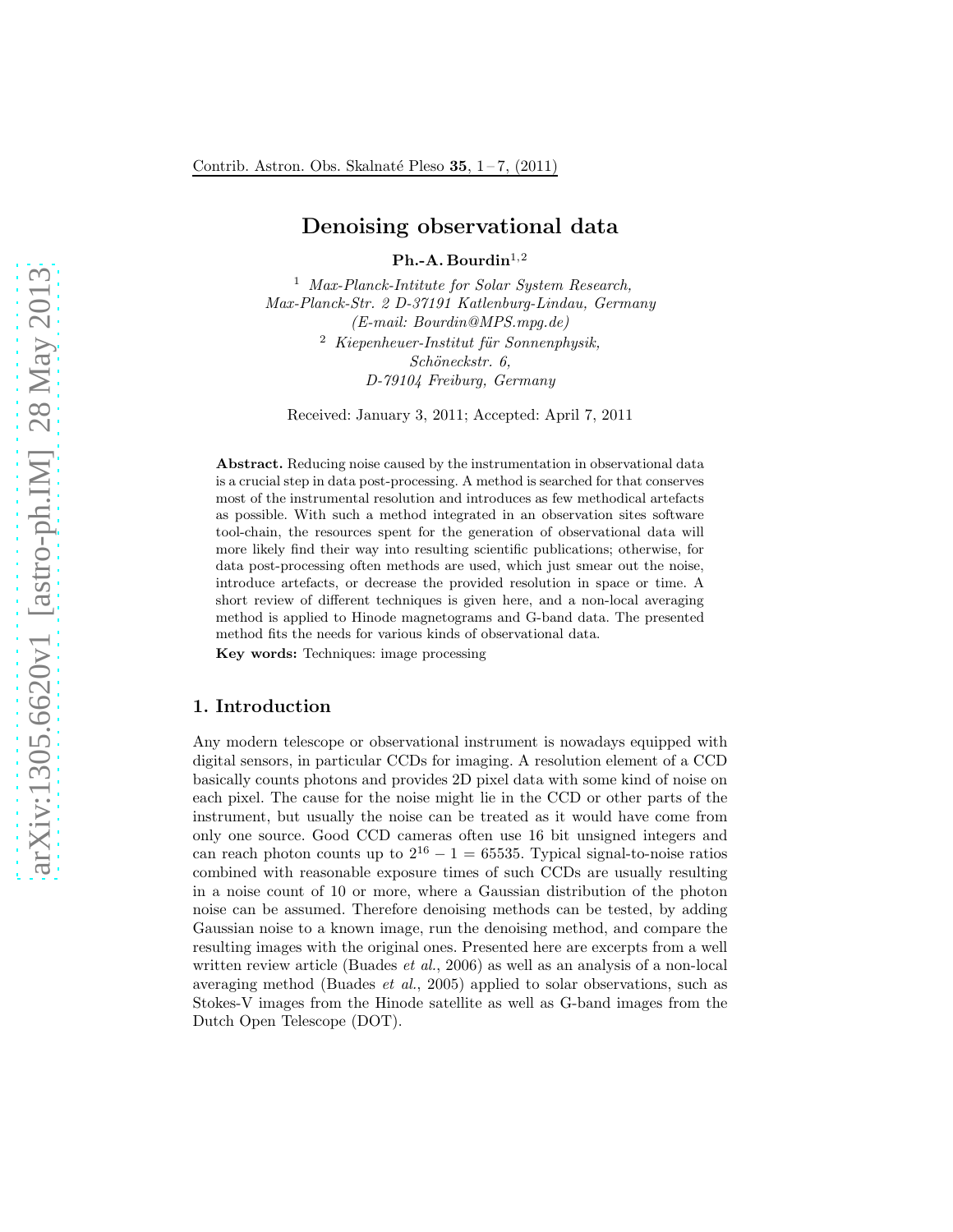# Denoising observational data

**Ph.-A. Bourdin**[1,2]

[1] *Max-Planck-Intitute for Solar System Research, Max-Planck-Str. 2 D-37191 Katlenburg-Lindau, Germany (E-mail: Bourdin@MPS.mpg.de)*

[2] *Kiepenheuer-Institut für Sonnenphysik, Schöneckstr. 6, D-79104 Freiburg, Germany*

Received: January 3, 2011; Accepted: April 7, 2011

**Abstract.** Reducing noise caused by the instrumentation in observational data is a crucial step in data post-processing. A method is searched for that conserves most of the instrumental resolution and introduces as few methodical artefacts as possible. With such a method integrated in an observation sites software tool-chain, the resources spent for the generation of observational data will more likely find their way into resulting scientific publications; otherwise, for data post-processing often methods are used, which just smear out the noise, introduce artefacts, or decrease the provided resolution in space or time. A short review of different techniques is given here, and a non-local averaging method is applied to Hinode magnetograms and G-band data. The presented method fits the needs for various kinds of observational data.

**Key words:** Techniques: image processing

## 1. Introduction

Any modern telescope or observational instrument is nowadays equipped with digital sensors, in particular CCDs for imaging. A resolution element of a CCD basically counts photons and provides 2D pixel data with some kind of noise on each pixel. The cause for the noise might lie in the CCD or other parts of the instrument, but usually the noise can be treated as it would have come from only one source. Good CCD cameras often use 16 bit unsigned integers and can reach photon counts up to $2^{16} - 1 = 65535$. Typical signal-to-noise ratios combined with reasonable exposure times of such CCDs are usually resulting in a noise count of 10 or more, where a Gaussian distribution of the photon noise can be assumed. Therefore denoising methods can be tested, by adding Gaussian noise to a known image, run the denoising method, and compare the resulting images with the original ones. Presented here are excerpts from a well written review article (Buades *et al.*, 2006) as well as an analysis of a non-local averaging method (Buades *et al.*, 2005) applied to solar observations, such as Stokes-V images from the Hinode satellite as well as G-band images from the Dutch Open Telescope (DOT).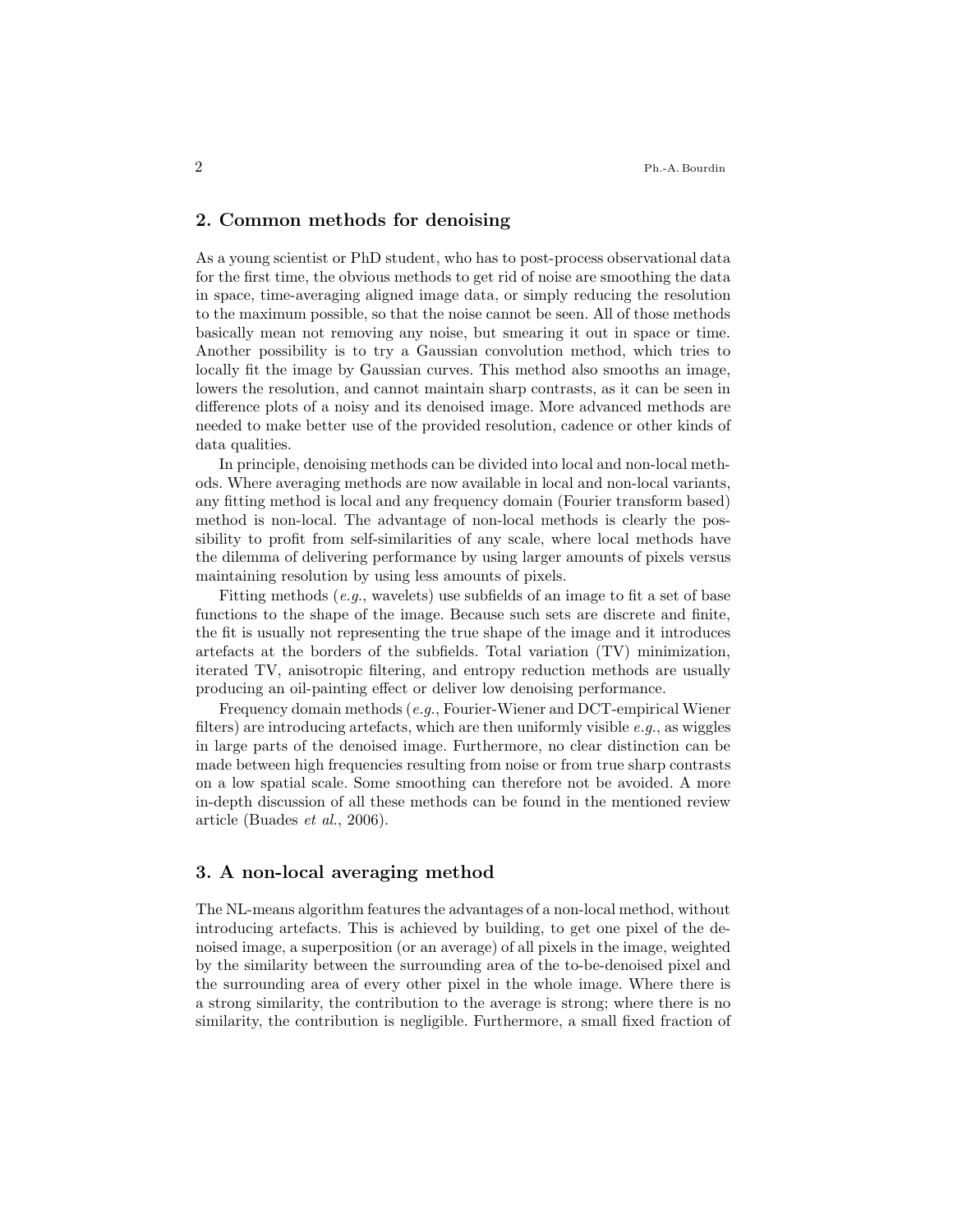## 2. Common methods for denoising

As a young scientist or PhD student, who has to post-process observational data for the first time, the obvious methods to get rid of noise are smoothing the data in space, time-averaging aligned image data, or simply reducing the resolution to the maximum possible, so that the noise cannot be seen. All of those methods basically mean not removing any noise, but smearing it out in space or time. Another possibility is to try a Gaussian convolution method, which tries to locally fit the image by Gaussian curves. This method also smooths an image, lowers the resolution, and cannot maintain sharp contrasts, as it can be seen in difference plots of a noisy and its denoised image. More advanced methods are needed to make better use of the provided resolution, cadence or other kinds of data qualities.

In principle, denoising methods can be divided into local and non-local methods. Where averaging methods are now available in local and non-local variants, any fitting method is local and any frequency domain (Fourier transform based) method is non-local. The advantage of non-local methods is clearly the possibility to profit from self-similarities of any scale, where local methods have the dilemma of delivering performance by using larger amounts of pixels versus maintaining resolution by using less amounts of pixels.

Fitting methods (*e.g.*, wavelets) use subfields of an image to fit a set of base functions to the shape of the image. Because such sets are discrete and finite, the fit is usually not representing the true shape of the image and it introduces artefacts at the borders of the subfields. Total variation (TV) minimization, iterated TV, anisotropic filtering, and entropy reduction methods are usually producing an oil-painting effect or deliver low denoising performance.

Frequency domain methods (*e.g.*, Fourier-Wiener and DCT-empirical Wiener filters) are introducing artefacts, which are then uniformly visible *e.g.*, as wiggles in large parts of the denoised image. Furthermore, no clear distinction can be made between high frequencies resulting from noise or from true sharp contrasts on a low spatial scale. Some smoothing can therefore not be avoided. A more in-depth discussion of all these methods can be found in the mentioned review article (Buades *et al.*, 2006).

## 3. A non-local averaging method

The NL-means algorithm features the advantages of a non-local method, without introducing artefacts. This is achieved by building, to get one pixel of the denoised image, a superposition (or an average) of all pixels in the image, weighted by the similarity between the surrounding area of the to-be-denoised pixel and the surrounding area of every other pixel in the whole image. Where there is a strong similarity, the contribution to the average is strong; where there is no similarity, the contribution is negligible. Furthermore, a small fixed fraction of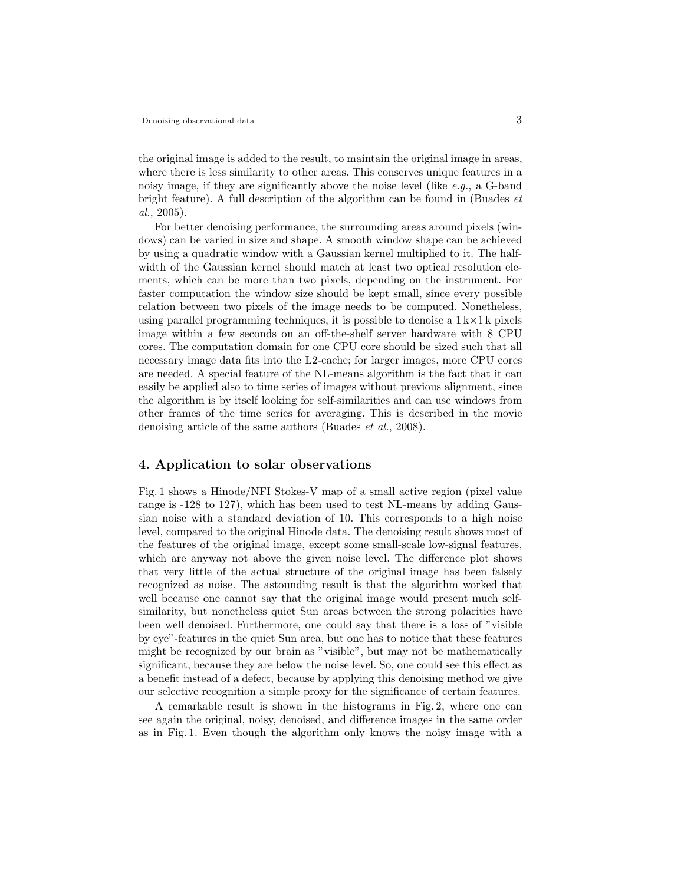the original image is added to the result, to maintain the original image in areas, where there is less similarity to other areas. This conserves unique features in a noisy image, if they are significantly above the noise level (like *e.g.*, a G-band bright feature). A full description of the algorithm can be found in (Buades *et al.*, 2005).

For better denoising performance, the surrounding areas around pixels (windows) can be varied in size and shape. A smooth window shape can be achieved by using a quadratic window with a Gaussian kernel multiplied to it. The half-width of the Gaussian kernel should match at least two optical resolution elements, which can be more than two pixels, depending on the instrument. For faster computation the window size should be kept small, since every possible relation between two pixels of the image needs to be computed. Nonetheless, using parallel programming techniques, it is possible to denoise a $1\,\mathrm{k}\times1\,\mathrm{k}$ pixels image within a few seconds on an off-the-shelf server hardware with 8 CPU cores. The computation domain for one CPU core should be sized such that all necessary image data fits into the L2-cache; for larger images, more CPU cores are needed. A special feature of the NL-means algorithm is the fact that it can easily be applied also to time series of images without previous alignment, since the algorithm is by itself looking for self-similarities and can use windows from other frames of the time series for averaging. This is described in the movie denoising article of the same authors (Buades *et al.*, 2008).

## 4. Application to solar observations

Fig. 1 shows a Hinode/NFI Stokes-V map of a small active region (pixel value range is -128 to 127), which has been used to test NL-means by adding Gaussian noise with a standard deviation of 10. This corresponds to a high noise level, compared to the original Hinode data. The denoising result shows most of the features of the original image, except some small-scale low-signal features, which are anyway not above the given noise level. The difference plot shows that very little of the actual structure of the original image has been falsely recognized as noise. The astounding result is that the algorithm worked that well because one cannot say that the original image would present much self-similarity, but nonetheless quiet Sun areas between the strong polarities have been well denoised. Furthermore, one could say that there is a loss of "visible by eye"-features in the quiet Sun area, but one has to notice that these features might be recognized by our brain as "visible", but may not be mathematically significant, because they are below the noise level. So, one could see this effect as a benefit instead of a defect, because by applying this denoising method we give our selective recognition a simple proxy for the significance of certain features.

A remarkable result is shown in the histograms in Fig. 2, where one can see again the original, noisy, denoised, and difference images in the same order as in Fig. 1. Even though the algorithm only knows the noisy image with a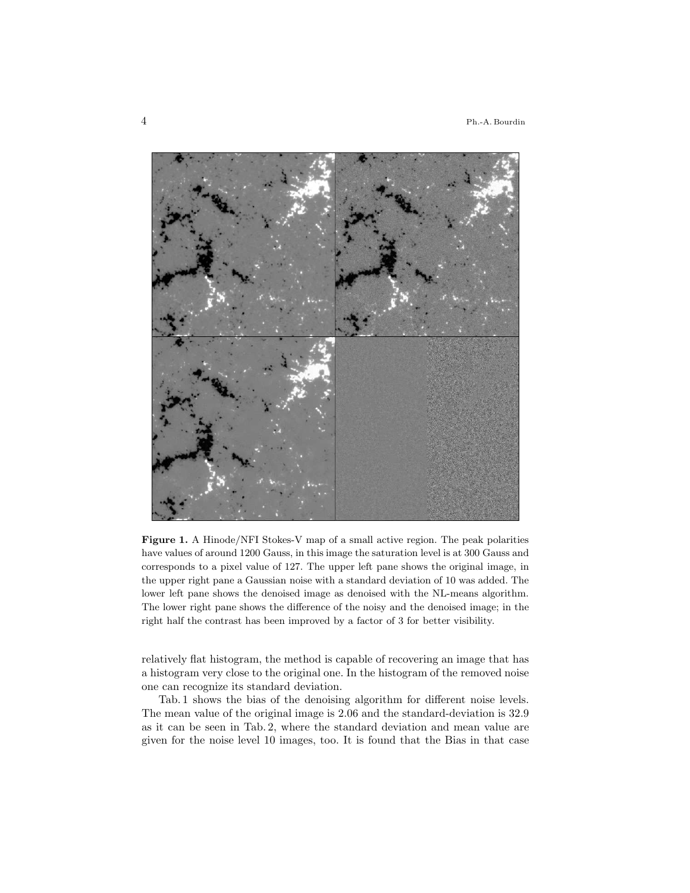**Figure 1.** A Hinode/NFI Stokes-V map of a small active region. The peak polarities have values of around 1200 Gauss, in this image the saturation level is at 300 Gauss and corresponds to a pixel value of 127. The upper left pane shows the original image, in the upper right pane a Gaussian noise with a standard deviation of 10 was added. The lower left pane shows the denoised image as denoised with the NL-means algorithm. The lower right pane shows the difference of the noisy and the denoised image; in the right half the contrast has been improved by a factor of 3 for better visibility.

relatively flat histogram, the method is capable of recovering an image that has a histogram very close to the original one. In the histogram of the removed noise one can recognize its standard deviation.

Tab. 1 shows the bias of the denoising algorithm for different noise levels. The mean value of the original image is 2.06 and the standard-deviation is 32.9 as it can be seen in Tab. 2, where the standard deviation and mean value are given for the noise level 10 images, too. It is found that the Bias in that case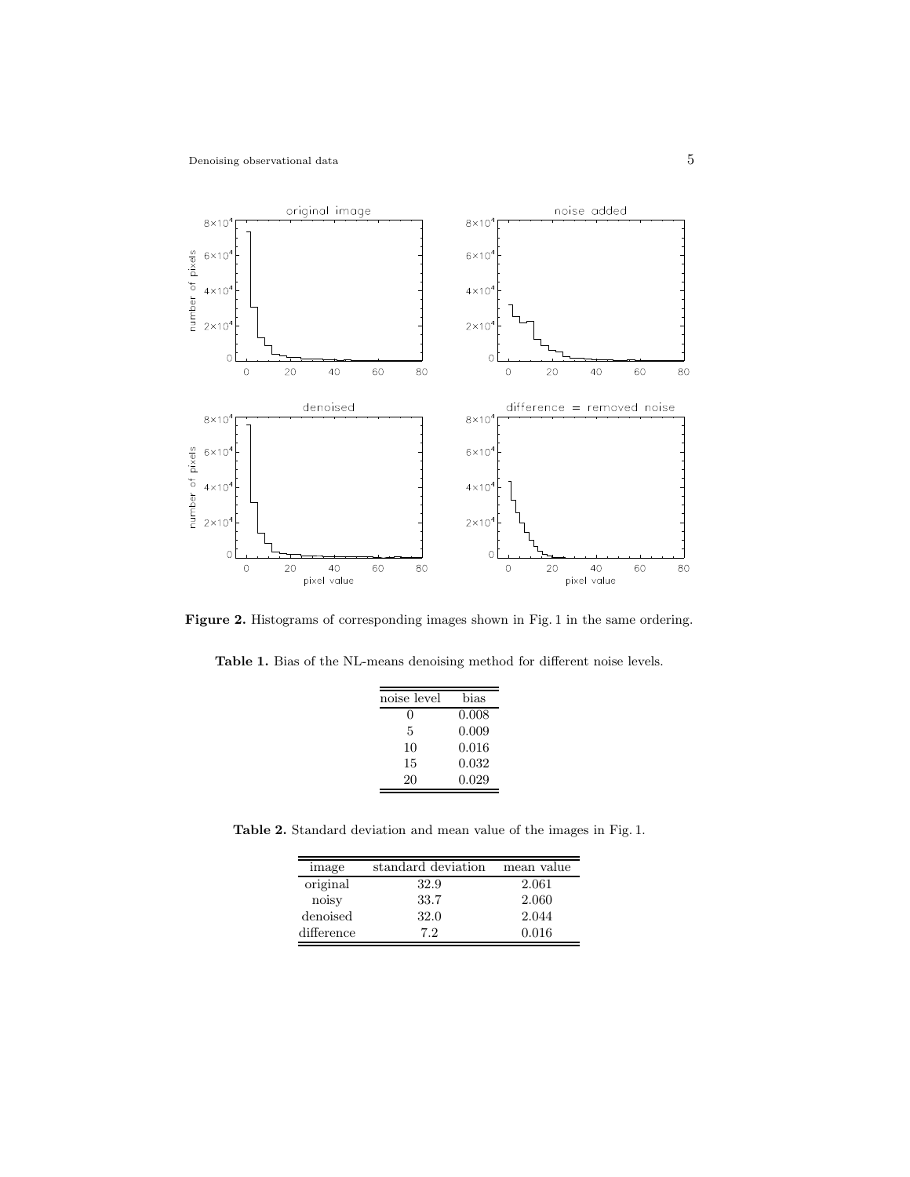**Figure 2.** Histograms of corresponding images shown in Fig. 1 in the same ordering.

**Table 1.** Bias of the NL-means denoising method for different noise levels.

| noise level | bias |
|---|---|
| 0 | 0.008 |
| 5 | 0.009 |
| 10 | 0.016 |
| 15 | 0.032 |
| 20 | 0.029 |

**Table 2.** Standard deviation and mean value of the images in Fig. 1.

| image | standard deviation | mean value |
|---|---|---|
| original | 32.9 | 2.061 |
| noisy | 33.7 | 2.060 |
| denoised | 32.0 | 2.044 |
| difference | 7.2 | 0.016 |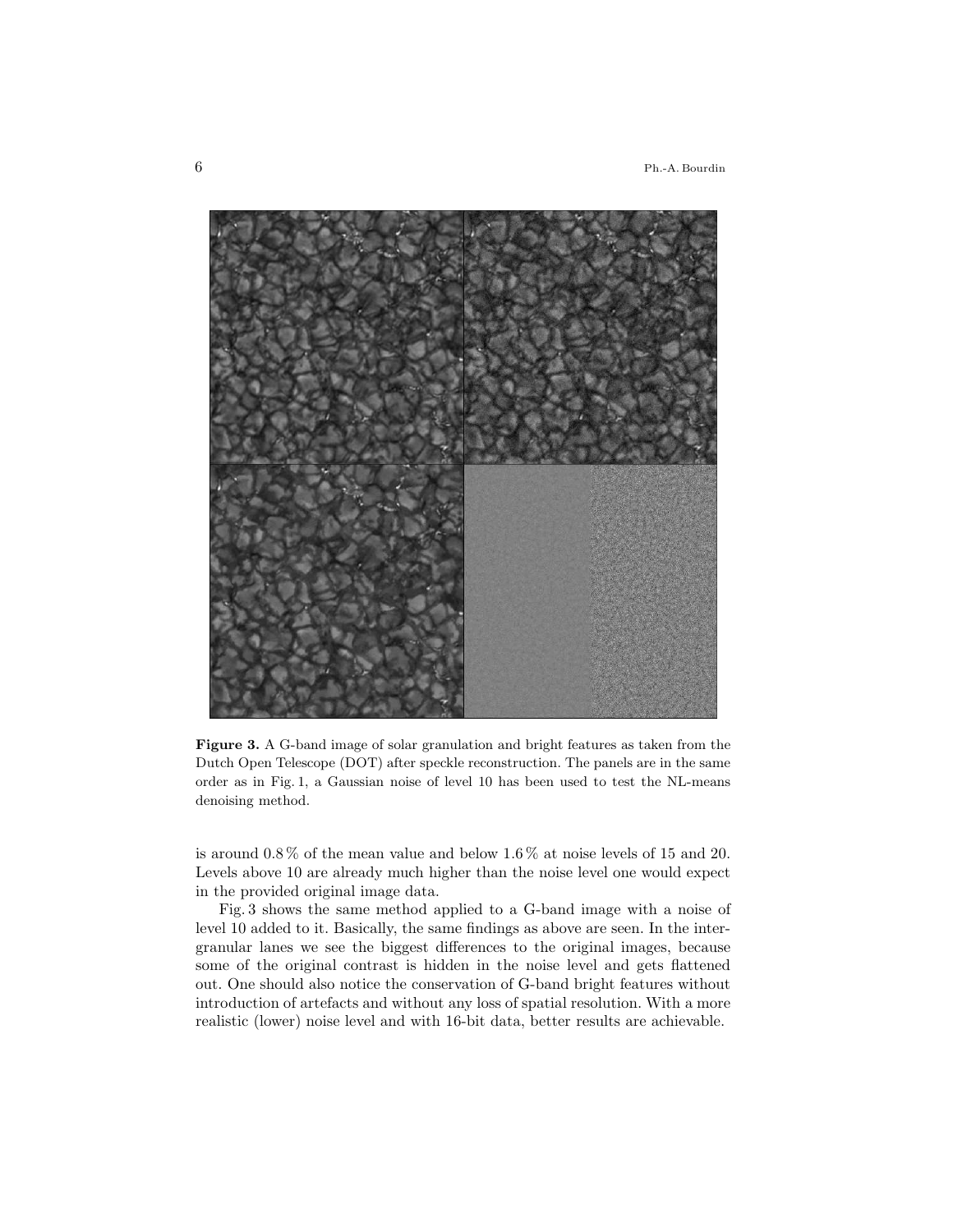**Figure 3.** A G-band image of solar granulation and bright features as taken from the Dutch Open Telescope (DOT) after speckle reconstruction. The panels are in the same order as in Fig. 1, a Gaussian noise of level 10 has been used to test the NL-means denoising method.

is around 0.8 % of the mean value and below 1.6 % at noise levels of 15 and 20. Levels above 10 are already much higher than the noise level one would expect in the provided original image data.

Fig. 3 shows the same method applied to a G-band image with a noise of level 10 added to it. Basically, the same findings as above are seen. In the intergranular lanes we see the biggest differences to the original images, because some of the original contrast is hidden in the noise level and gets flattened out. One should also notice the conservation of G-band bright features without introduction of artefacts and without any loss of spatial resolution. With a more realistic (lower) noise level and with 16-bit data, better results are achievable.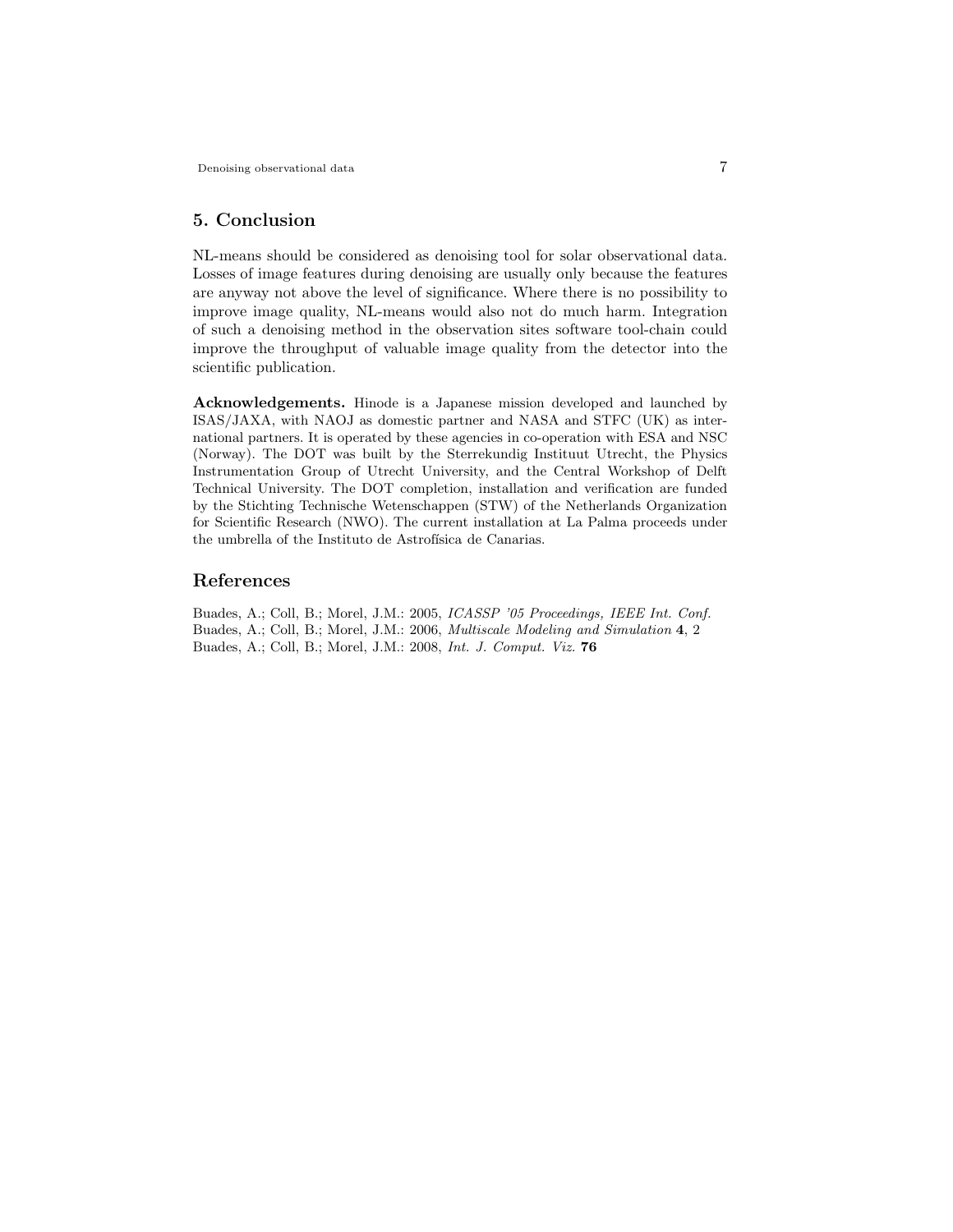## 5. Conclusion

NL-means should be considered as denoising tool for solar observational data. Losses of image features during denoising are usually only because the features are anyway not above the level of significance. Where there is no possibility to improve image quality, NL-means would also not do much harm. Integration of such a denoising method in the observation sites software tool-chain could improve the throughput of valuable image quality from the detector into the scientific publication.

**Acknowledgements.** Hinode is a Japanese mission developed and launched by ISAS/JAXA, with NAOJ as domestic partner and NASA and STFC (UK) as international partners. It is operated by these agencies in co-operation with ESA and NSC (Norway). The DOT was built by the Sterrekundig Instituut Utrecht, the Physics Instrumentation Group of Utrecht University, and the Central Workshop of Delft Technical University. The DOT completion, installation and verification are funded by the Stichting Technische Wetenschappen (STW) of the Netherlands Organization for Scientific Research (NWO). The current installation at La Palma proceeds under the umbrella of the Instituto de Astrofísica de Canarias.

## References

Buades, A.; Coll, B.; Morel, J.M.: 2005, *ICASSP '05 Proceedings, IEEE Int. Conf.*

Buades, A.; Coll, B.; Morel, J.M.: 2006, *Multiscale Modeling and Simulation* **4**, 2

Buades, A.; Coll, B.; Morel, J.M.: 2008, *Int. J. Comput. Viz.* **76**